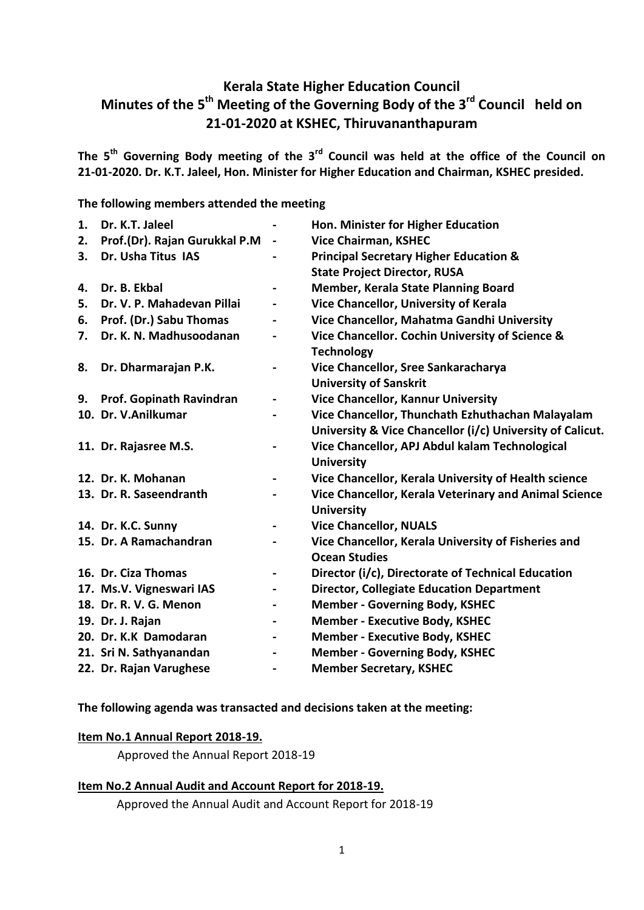# Kerala State Higher Education Council
## Minutes of the 5th Meeting of the Governing Body of the 3rd Council held on 21-01-2020 at KSHEC, Thiruvananthapuram

**The 5th Governing Body meeting of the 3rd Council was held at the office of the Council on 21-01-2020. Dr. K.T. Jaleel, Hon. Minister for Higher Education and Chairman, KSHEC presided.**

**The following members attended the meeting**

| No. | Name | | Designation |
|---|---|---|---|
| 1. | **Dr. K.T. Jaleel** | - | **Hon. Minister for Higher Education** |
| 2. | **Prof.(Dr). Rajan Gurukkal P.M** | - | **Vice Chairman, KSHEC** |
| 3. | **Dr. Usha Titus IAS** | - | **Principal Secretary Higher Education & State Project Director, RUSA** |
| 4. | **Dr. B. Ekbal** | - | **Member, Kerala State Planning Board** |
| 5. | **Dr. V. P. Mahadevan Pillai** | - | **Vice Chancellor, University of Kerala** |
| 6. | **Prof. (Dr.) Sabu Thomas** | - | **Vice Chancellor, Mahatma Gandhi University** |
| 7. | **Dr. K. N. Madhusoodanan** | - | **Vice Chancellor. Cochin University of Science & Technology** |
| 8. | **Dr. Dharmarajan P.K.** | - | **Vice Chancellor, Sree Sankaracharya University of Sanskrit** |
| 9. | **Prof. Gopinath Ravindran** | - | **Vice Chancellor, Kannur University** |
| 10. | **Dr. V.Anilkumar** | - | **Vice Chancellor, Thunchath Ezhuthachan Malayalam University & Vice Chancellor (i/c) University of Calicut.** |
| 11. | **Dr. Rajasree M.S.** | - | **Vice Chancellor, APJ Abdul kalam Technological University** |
| 12. | **Dr. K. Mohanan** | - | **Vice Chancellor, Kerala University of Health science** |
| 13. | **Dr. R. Saseendranth** | - | **Vice Chancellor, Kerala Veterinary and Animal Science University** |
| 14. | **Dr. K.C. Sunny** | - | **Vice Chancellor, NUALS** |
| 15. | **Dr. A Ramachandran** | - | **Vice Chancellor, Kerala University of Fisheries and Ocean Studies** |
| 16. | **Dr. Ciza Thomas** | - | **Director (i/c), Directorate of Technical Education** |
| 17. | **Ms.V. Vigneswari IAS** | - | **Director, Collegiate Education Department** |
| 18. | **Dr. R. V. G. Menon** | - | **Member - Governing Body, KSHEC** |
| 19. | **Dr. J. Rajan** | - | **Member - Executive Body, KSHEC** |
| 20. | **Dr. K.K Damodaran** | - | **Member - Executive Body, KSHEC** |
| 21. | **Sri N. Sathyanandan** | - | **Member - Governing Body, KSHEC** |
| 22. | **Dr. Rajan Varughese** | - | **Member Secretary, KSHEC** |

**The following agenda was transacted and decisions taken at the meeting:**

**Item No.1 Annual Report 2018-19.**

Approved the Annual Report 2018-19

**Item No.2 Annual Audit and Account Report for 2018-19.**

Approved the Annual Audit and Account Report for 2018-19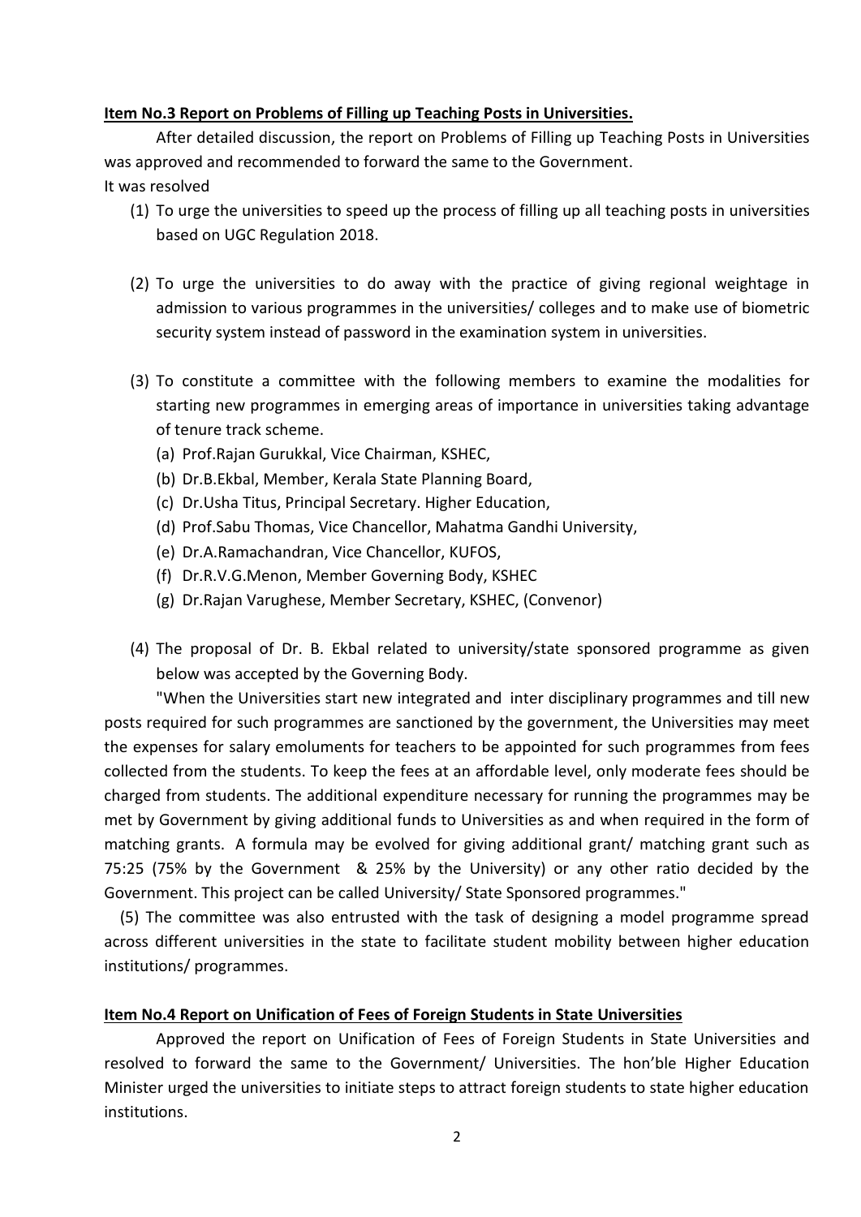**Item No.3 Report on Problems of Filling up Teaching Posts in Universities.**

After detailed discussion, the report on Problems of Filling up Teaching Posts in Universities was approved and recommended to forward the same to the Government.

It was resolved

(1) To urge the universities to speed up the process of filling up all teaching posts in universities based on UGC Regulation 2018.

(2) To urge the universities to do away with the practice of giving regional weightage in admission to various programmes in the universities/ colleges and to make use of biometric security system instead of password in the examination system in universities.

(3) To constitute a committee with the following members to examine the modalities for starting new programmes in emerging areas of importance in universities taking advantage of tenure track scheme.

   (a) Prof.Rajan Gurukkal, Vice Chairman, KSHEC,
   (b) Dr.B.Ekbal, Member, Kerala State Planning Board,
   (c) Dr.Usha Titus, Principal Secretary. Higher Education,
   (d) Prof.Sabu Thomas, Vice Chancellor, Mahatma Gandhi University,
   (e) Dr.A.Ramachandran, Vice Chancellor, KUFOS,
   (f) Dr.R.V.G.Menon, Member Governing Body, KSHEC
   (g) Dr.Rajan Varughese, Member Secretary, KSHEC, (Convenor)

(4) The proposal of Dr. B. Ekbal related to university/state sponsored programme as given below was accepted by the Governing Body.

"When the Universities start new integrated and inter disciplinary programmes and till new posts required for such programmes are sanctioned by the government, the Universities may meet the expenses for salary emoluments for teachers to be appointed for such programmes from fees collected from the students. To keep the fees at an affordable level, only moderate fees should be charged from students. The additional expenditure necessary for running the programmes may be met by Government by giving additional funds to Universities as and when required in the form of matching grants. A formula may be evolved for giving additional grant/ matching grant such as 75:25 (75% by the Government & 25% by the University) or any other ratio decided by the Government. This project can be called University/ State Sponsored programmes."

(5) The committee was also entrusted with the task of designing a model programme spread across different universities in the state to facilitate student mobility between higher education institutions/ programmes.

**Item No.4 Report on Unification of Fees of Foreign Students in State Universities**

Approved the report on Unification of Fees of Foreign Students in State Universities and resolved to forward the same to the Government/ Universities. The hon'ble Higher Education Minister urged the universities to initiate steps to attract foreign students to state higher education institutions.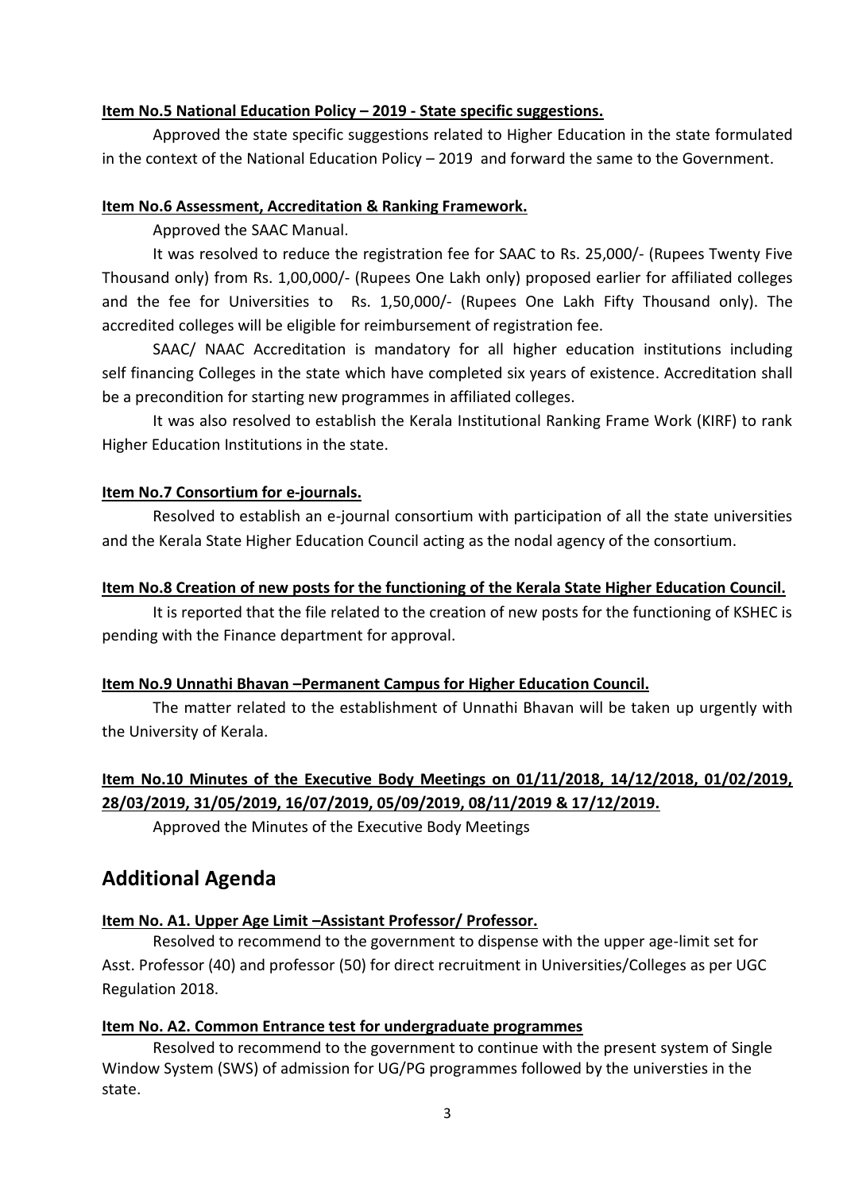**Item No.5 National Education Policy – 2019 - State specific suggestions.**

Approved the state specific suggestions related to Higher Education in the state formulated in the context of the National Education Policy – 2019 and forward the same to the Government.

**Item No.6 Assessment, Accreditation & Ranking Framework.**

Approved the SAAC Manual.

It was resolved to reduce the registration fee for SAAC to Rs. 25,000/- (Rupees Twenty Five Thousand only) from Rs. 1,00,000/- (Rupees One Lakh only) proposed earlier for affiliated colleges and the fee for Universities to Rs. 1,50,000/- (Rupees One Lakh Fifty Thousand only). The accredited colleges will be eligible for reimbursement of registration fee.

SAAC/ NAAC Accreditation is mandatory for all higher education institutions including self financing Colleges in the state which have completed six years of existence. Accreditation shall be a precondition for starting new programmes in affiliated colleges.

It was also resolved to establish the Kerala Institutional Ranking Frame Work (KIRF) to rank Higher Education Institutions in the state.

**Item No.7 Consortium for e-journals.**

Resolved to establish an e-journal consortium with participation of all the state universities and the Kerala State Higher Education Council acting as the nodal agency of the consortium.

**Item No.8 Creation of new posts for the functioning of the Kerala State Higher Education Council.**

It is reported that the file related to the creation of new posts for the functioning of KSHEC is pending with the Finance department for approval.

**Item No.9 Unnathi Bhavan –Permanent Campus for Higher Education Council.**

The matter related to the establishment of Unnathi Bhavan will be taken up urgently with the University of Kerala.

**Item No.10 Minutes of the Executive Body Meetings on 01/11/2018, 14/12/2018, 01/02/2019, 28/03/2019, 31/05/2019, 16/07/2019, 05/09/2019, 08/11/2019 & 17/12/2019.**

Approved the Minutes of the Executive Body Meetings

## Additional Agenda

**Item No. A1. Upper Age Limit –Assistant Professor/ Professor.**

Resolved to recommend to the government to dispense with the upper age-limit set for Asst. Professor (40) and professor (50) for direct recruitment in Universities/Colleges as per UGC Regulation 2018.

**Item No. A2. Common Entrance test for undergraduate programmes**

Resolved to recommend to the government to continue with the present system of Single Window System (SWS) of admission for UG/PG programmes followed by the universties in the state.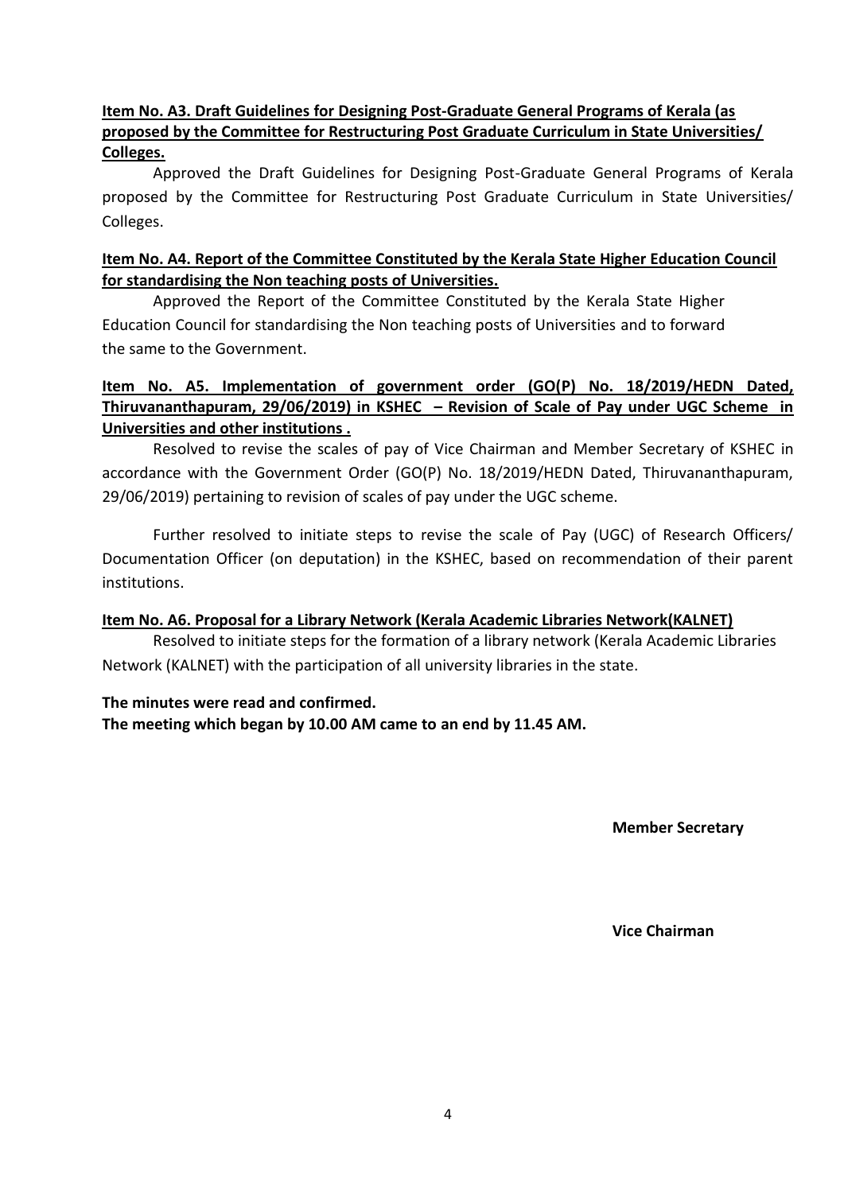**Item No. A3. Draft Guidelines for Designing Post-Graduate General Programs of Kerala (as proposed by the Committee for Restructuring Post Graduate Curriculum in State Universities/ Colleges.**

Approved the Draft Guidelines for Designing Post-Graduate General Programs of Kerala proposed by the Committee for Restructuring Post Graduate Curriculum in State Universities/ Colleges.

**Item No. A4. Report of the Committee Constituted by the Kerala State Higher Education Council for standardising the Non teaching posts of Universities.**

Approved the Report of the Committee Constituted by the Kerala State Higher Education Council for standardising the Non teaching posts of Universities and to forward the same to the Government.

**Item No. A5. Implementation of government order (GO(P) No. 18/2019/HEDN Dated, Thiruvananthapuram, 29/06/2019) in KSHEC – Revision of Scale of Pay under UGC Scheme in Universities and other institutions .**

Resolved to revise the scales of pay of Vice Chairman and Member Secretary of KSHEC in accordance with the Government Order (GO(P) No. 18/2019/HEDN Dated, Thiruvananthapuram, 29/06/2019) pertaining to revision of scales of pay under the UGC scheme.

Further resolved to initiate steps to revise the scale of Pay (UGC) of Research Officers/ Documentation Officer (on deputation) in the KSHEC, based on recommendation of their parent institutions.

**Item No. A6. Proposal for a Library Network (Kerala Academic Libraries Network(KALNET)**

Resolved to initiate steps for the formation of a library network (Kerala Academic Libraries Network (KALNET) with the participation of all university libraries in the state.

**The minutes were read and confirmed.**
**The meeting which began by 10.00 AM came to an end by 11.45 AM.**

**Member Secretary**

**Vice Chairman**